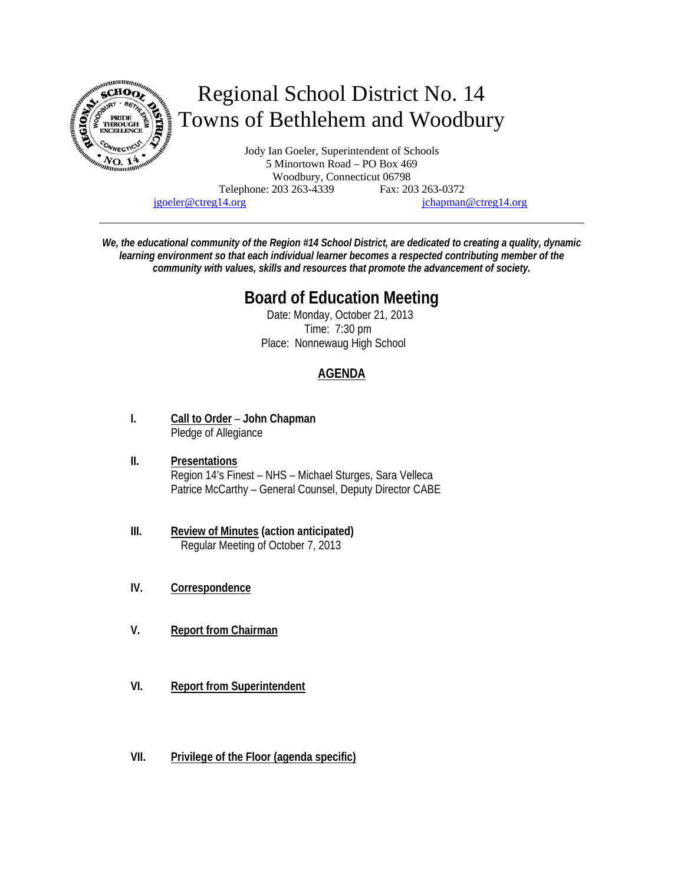# Regional School District No. 14
# Towns of Bethlehem and Woodbury

Jody Ian Goeler, Superintendent of Schools
5 Minortown Road – PO Box 469
Woodbury, Connecticut 06798
Telephone: 203 263-4339 Fax: 203 263-0372
jgoeler@ctreg14.org jchapman@ctreg14.org

---

***We, the educational community of the Region #14 School District, are dedicated to creating a quality, dynamic learning environment so that each individual learner becomes a respected contributing member of the community with values, skills and resources that promote the advancement of society.***

## Board of Education Meeting

Date: Monday, October 21, 2013
Time: 7:30 pm
Place: Nonnewaug High School

### AGENDA

**I.** **Call to Order** – **John Chapman**
Pledge of Allegiance

**II.** **Presentations**
Region 14's Finest – NHS – Michael Sturges, Sara Velleca
Patrice McCarthy – General Counsel, Deputy Director CABE

**III.** **Review of Minutes (action anticipated)**
Regular Meeting of October 7, 2013

**IV.** **Correspondence**

**V.** **Report from Chairman**

**VI.** **Report from Superintendent**

**VII.** **Privilege of the Floor (agenda specific)**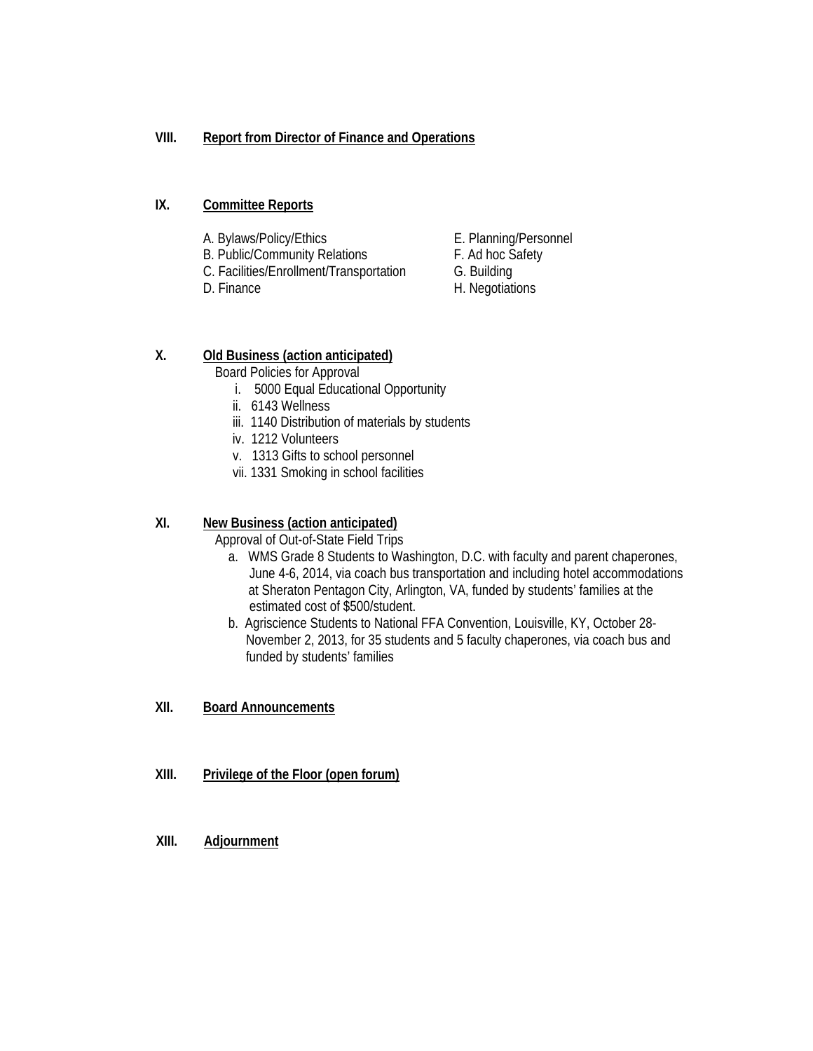**VIII.** **Report from Director of Finance and Operations**

**IX.** **Committee Reports**

A. Bylaws/Policy/Ethics
B. Public/Community Relations
C. Facilities/Enrollment/Transportation
D. Finance
E. Planning/Personnel
F. Ad hoc Safety
G. Building
H. Negotiations

**X.** **Old Business (action anticipated)**

Board Policies for Approval

i. 5000 Equal Educational Opportunity
ii. 6143 Wellness
iii. 1140 Distribution of materials by students
iv. 1212 Volunteers
v. 1313 Gifts to school personnel
vii. 1331 Smoking in school facilities

**XI.** **New Business (action anticipated)**

Approval of Out-of-State Field Trips

a. WMS Grade 8 Students to Washington, D.C. with faculty and parent chaperones, June 4-6, 2014, via coach bus transportation and including hotel accommodations at Sheraton Pentagon City, Arlington, VA, funded by students' families at the estimated cost of $500/student.
b. Agriscience Students to National FFA Convention, Louisville, KY, October 28-November 2, 2013, for 35 students and 5 faculty chaperones, via coach bus and funded by students' families

**XII.** **Board Announcements**

**XIII.** **Privilege of the Floor (open forum)**

**XIII.** **Adjournment**